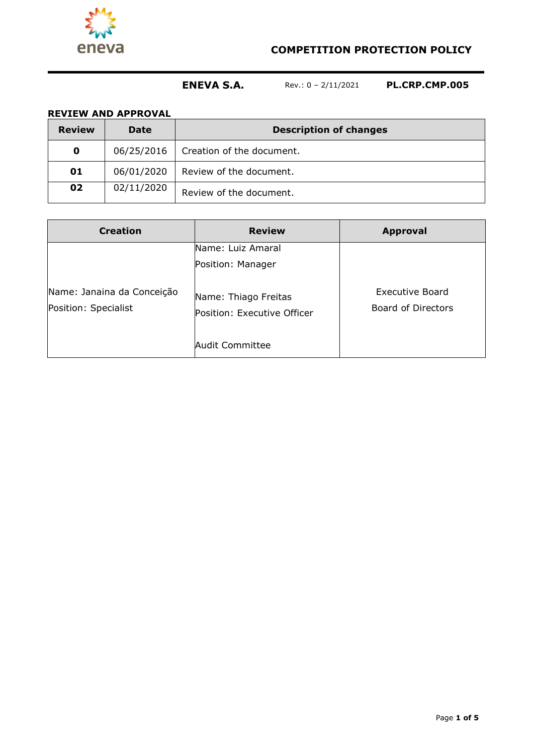# COMPETITION PROTECTION POLICY

**ENEVA S.A.** Rev.: 0 – 2/11/2021 **PL.CRP.CMP.005**

## REVIEW AND APPROVAL

| Review | Date | Description of changes |
|---|---|---|
| **0** | 06/25/2016 | Creation of the document. |
| **01** | 06/01/2020 | Review of the document. |
| **02** | 02/11/2020 | Review of the document. |

| Creation | Review | Approval |
|---|---|---|
| Name: Janaina da Conceição<br>Position: Specialist | Name: Luiz Amaral<br>Position: Manager<br><br>Name: Thiago Freitas<br>Position: Executive Officer<br><br>Audit Committee | Executive Board<br>Board of Directors |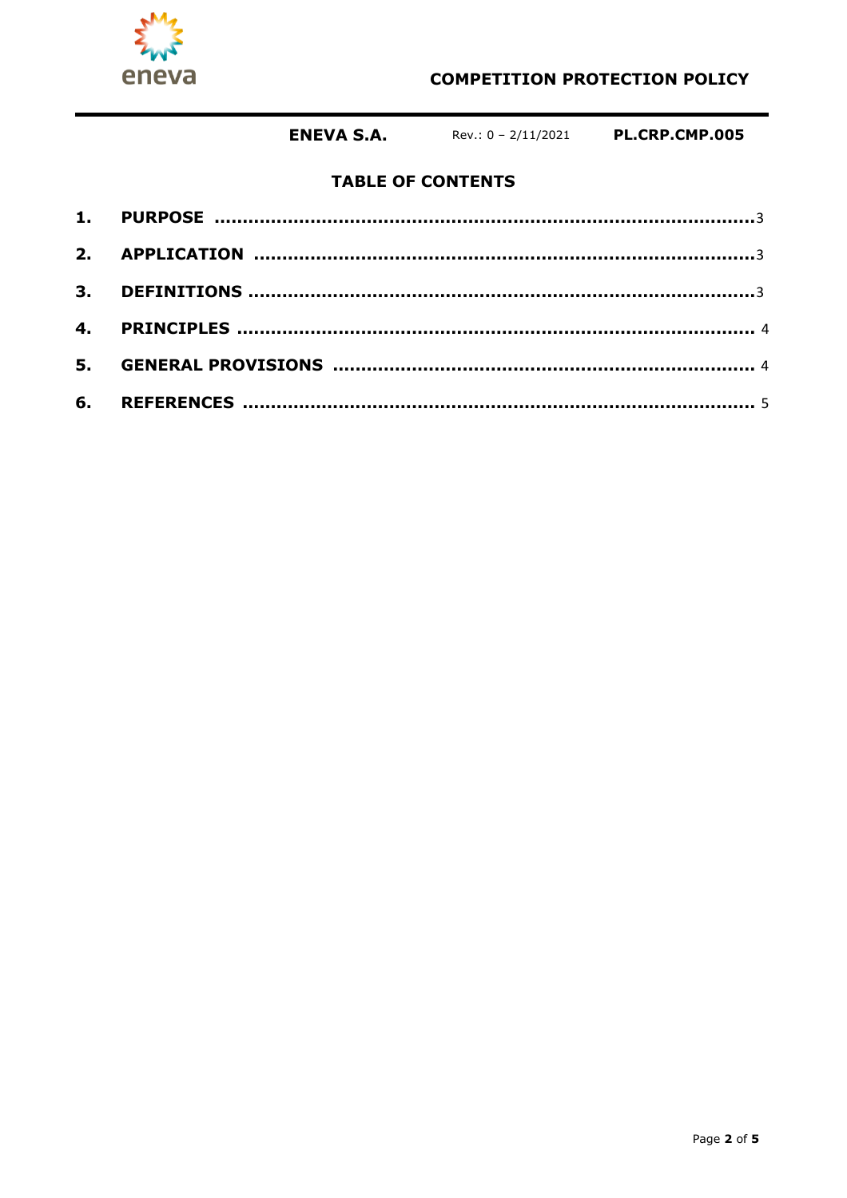## TABLE OF CONTENTS

1. PURPOSE ..........3
2. APPLICATION ..........3
3. DEFINITIONS ..........3
4. PRINCIPLES ..........4
5. GENERAL PROVISIONS ..........4
6. REFERENCES ..........5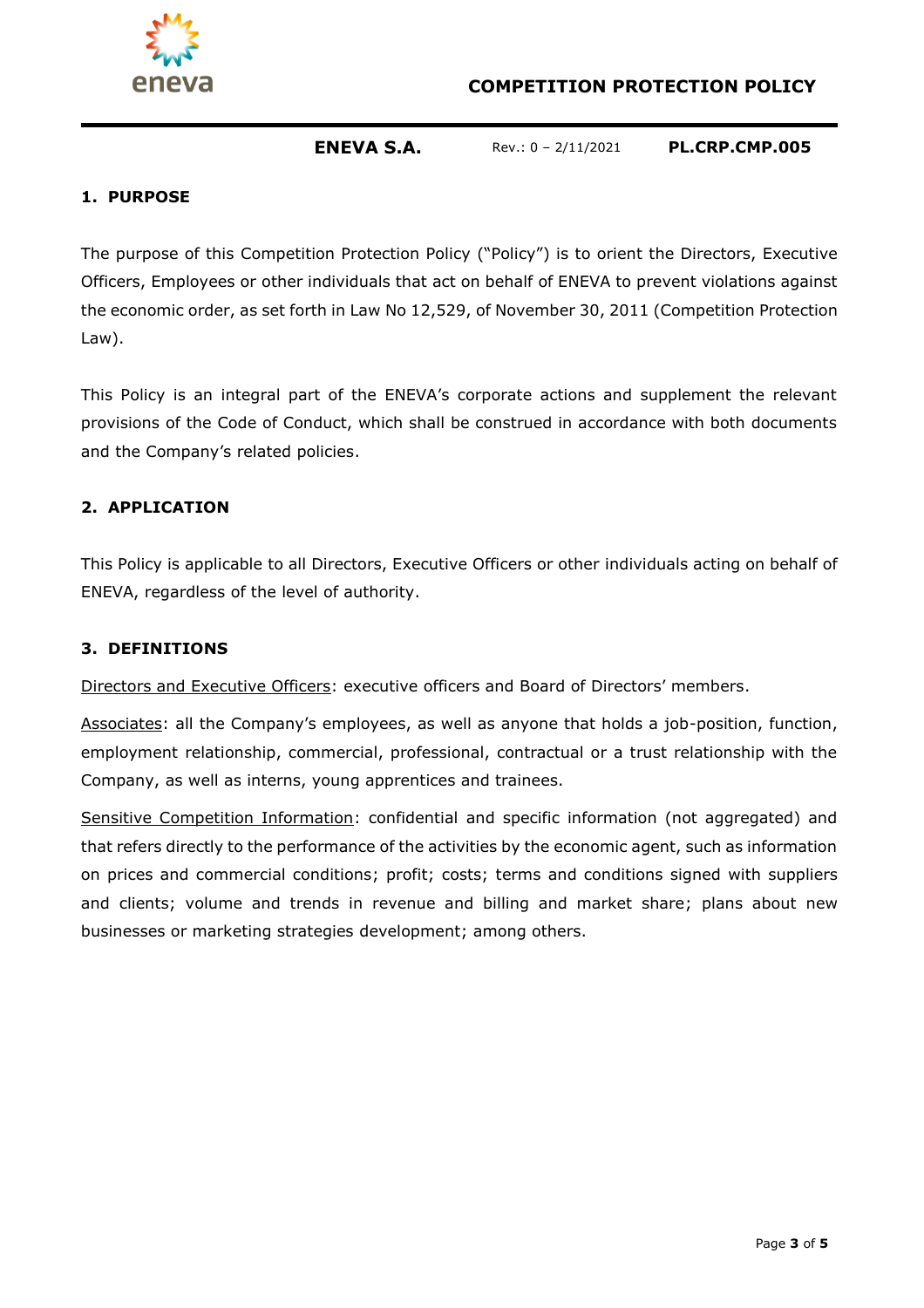## 1. PURPOSE

The purpose of this Competition Protection Policy ("Policy") is to orient the Directors, Executive Officers, Employees or other individuals that act on behalf of ENEVA to prevent violations against the economic order, as set forth in Law No 12,529, of November 30, 2011 (Competition Protection Law).

This Policy is an integral part of the ENEVA's corporate actions and supplement the relevant provisions of the Code of Conduct, which shall be construed in accordance with both documents and the Company's related policies.

## 2. APPLICATION

This Policy is applicable to all Directors, Executive Officers or other individuals acting on behalf of ENEVA, regardless of the level of authority.

## 3. DEFINITIONS

<u>Directors and Executive Officers</u>: executive officers and Board of Directors' members.

<u>Associates</u>: all the Company's employees, as well as anyone that holds a job-position, function, employment relationship, commercial, professional, contractual or a trust relationship with the Company, as well as interns, young apprentices and trainees.

<u>Sensitive Competition Information</u>: confidential and specific information (not aggregated) and that refers directly to the performance of the activities by the economic agent, such as information on prices and commercial conditions; profit; costs; terms and conditions signed with suppliers and clients; volume and trends in revenue and billing and market share; plans about new businesses or marketing strategies development; among others.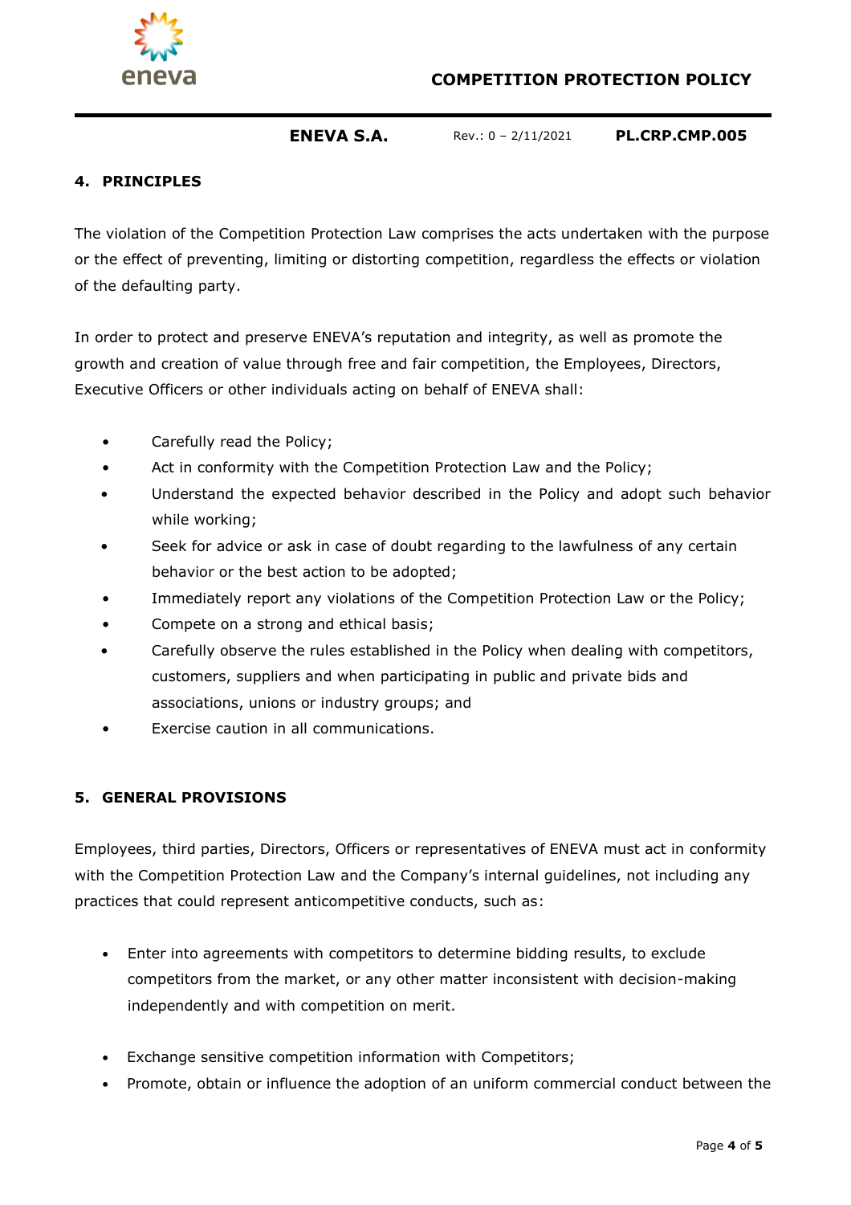## 4. PRINCIPLES

The violation of the Competition Protection Law comprises the acts undertaken with the purpose or the effect of preventing, limiting or distorting competition, regardless the effects or violation of the defaulting party.

In order to protect and preserve ENEVA's reputation and integrity, as well as promote the growth and creation of value through free and fair competition, the Employees, Directors, Executive Officers or other individuals acting on behalf of ENEVA shall:

- Carefully read the Policy;
- Act in conformity with the Competition Protection Law and the Policy;
- Understand the expected behavior described in the Policy and adopt such behavior while working;
- Seek for advice or ask in case of doubt regarding to the lawfulness of any certain behavior or the best action to be adopted;
- Immediately report any violations of the Competition Protection Law or the Policy;
- Compete on a strong and ethical basis;
- Carefully observe the rules established in the Policy when dealing with competitors, customers, suppliers and when participating in public and private bids and associations, unions or industry groups; and
- Exercise caution in all communications.

## 5. GENERAL PROVISIONS

Employees, third parties, Directors, Officers or representatives of ENEVA must act in conformity with the Competition Protection Law and the Company's internal guidelines, not including any practices that could represent anticompetitive conducts, such as:

- Enter into agreements with competitors to determine bidding results, to exclude competitors from the market, or any other matter inconsistent with decision-making independently and with competition on merit.
- Exchange sensitive competition information with Competitors;
- Promote, obtain or influence the adoption of an uniform commercial conduct between the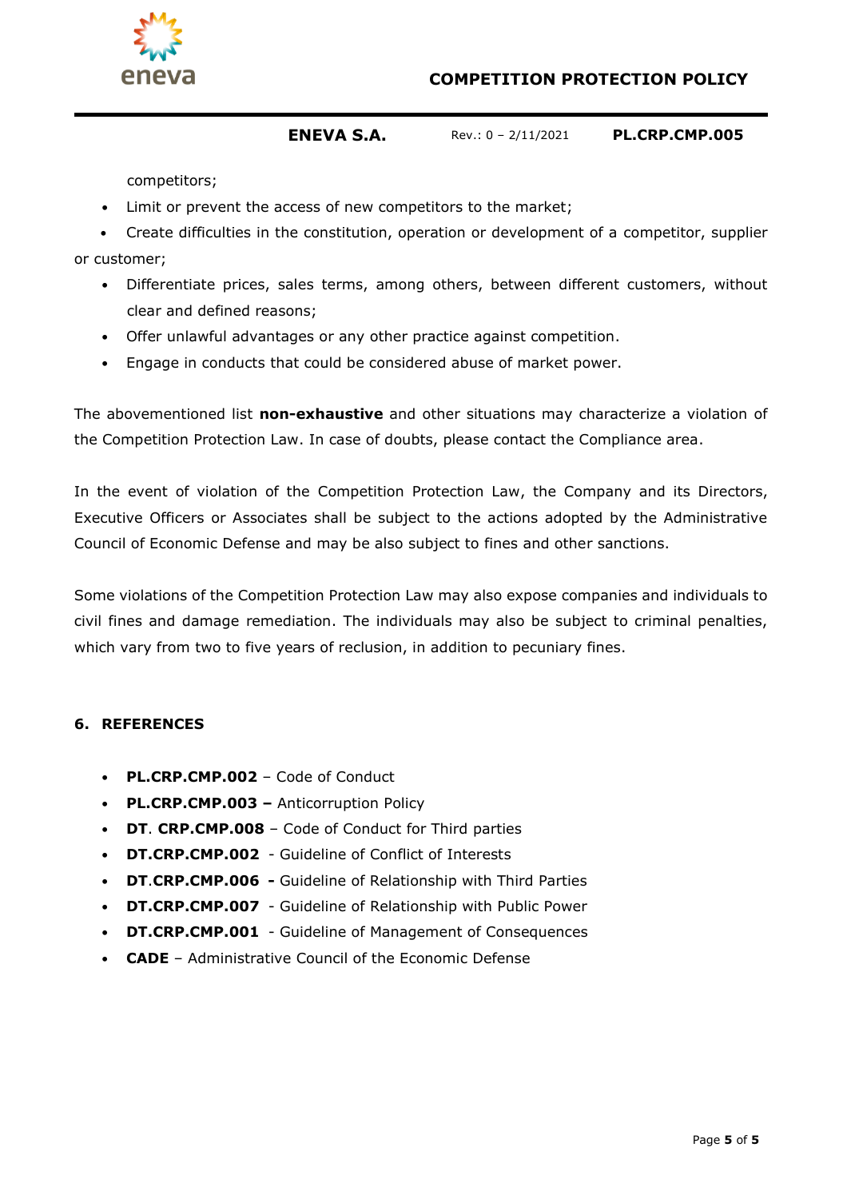competitors;

- Limit or prevent the access of new competitors to the market;
- Create difficulties in the constitution, operation or development of a competitor, supplier or customer;
- Differentiate prices, sales terms, among others, between different customers, without clear and defined reasons;
- Offer unlawful advantages or any other practice against competition.
- Engage in conducts that could be considered abuse of market power.

The abovementioned list **non-exhaustive** and other situations may characterize a violation of the Competition Protection Law. In case of doubts, please contact the Compliance area.

In the event of violation of the Competition Protection Law, the Company and its Directors, Executive Officers or Associates shall be subject to the actions adopted by the Administrative Council of Economic Defense and may be also subject to fines and other sanctions.

Some violations of the Competition Protection Law may also expose companies and individuals to civil fines and damage remediation. The individuals may also be subject to criminal penalties, which vary from two to five years of reclusion, in addition to pecuniary fines.

## 6. REFERENCES

- **PL.CRP.CMP.002** – Code of Conduct
- **PL.CRP.CMP.003 –** Anticorruption Policy
- **DT**. **CRP.CMP.008** – Code of Conduct for Third parties
- **DT.CRP.CMP.002** - Guideline of Conflict of Interests
- **DT**.**CRP.CMP.006 -** Guideline of Relationship with Third Parties
- **DT.CRP.CMP.007** - Guideline of Relationship with Public Power
- **DT.CRP.CMP.001** - Guideline of Management of Consequences
- **CADE** – Administrative Council of the Economic Defense